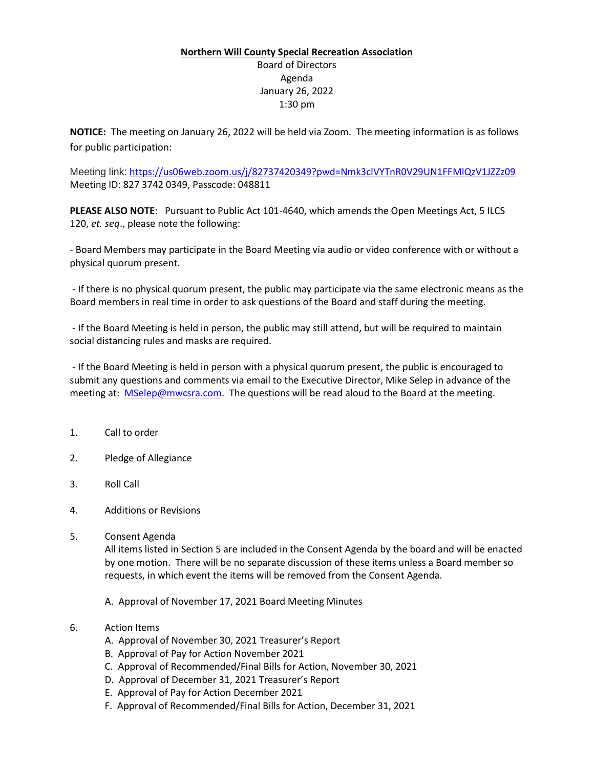**Northern Will County Special Recreation Association**

Board of Directors
Agenda
January 26, 2022
1:30 pm

**NOTICE:** The meeting on January 26, 2022 will be held via Zoom. The meeting information is as follows for public participation:

Meeting link: https://us06web.zoom.us/j/82737420349?pwd=Nmk3clVYTnR0V29UN1FFMlQzV1JZZz09
Meeting ID: 827 3742 0349, Passcode: 048811

**PLEASE ALSO NOTE**: Pursuant to Public Act 101-4640, which amends the Open Meetings Act, 5 ILCS 120, *et. seq*., please note the following:

- Board Members may participate in the Board Meeting via audio or video conference with or without a physical quorum present.

- If there is no physical quorum present, the public may participate via the same electronic means as the Board members in real time in order to ask questions of the Board and staff during the meeting.

- If the Board Meeting is held in person, the public may still attend, but will be required to maintain social distancing rules and masks are required.

- If the Board Meeting is held in person with a physical quorum present, the public is encouraged to submit any questions and comments via email to the Executive Director, Mike Selep in advance of the meeting at: MSelep@mwcsra.com. The questions will be read aloud to the Board at the meeting.

1. Call to order

2. Pledge of Allegiance

3. Roll Call

4. Additions or Revisions

5. Consent Agenda

   All items listed in Section 5 are included in the Consent Agenda by the board and will be enacted by one motion. There will be no separate discussion of these items unless a Board member so requests, in which event the items will be removed from the Consent Agenda.

   A. Approval of November 17, 2021 Board Meeting Minutes

6. Action Items

   A. Approval of November 30, 2021 Treasurer's Report
   B. Approval of Pay for Action November 2021
   C. Approval of Recommended/Final Bills for Action, November 30, 2021
   D. Approval of December 31, 2021 Treasurer's Report
   E. Approval of Pay for Action December 2021
   F. Approval of Recommended/Final Bills for Action, December 31, 2021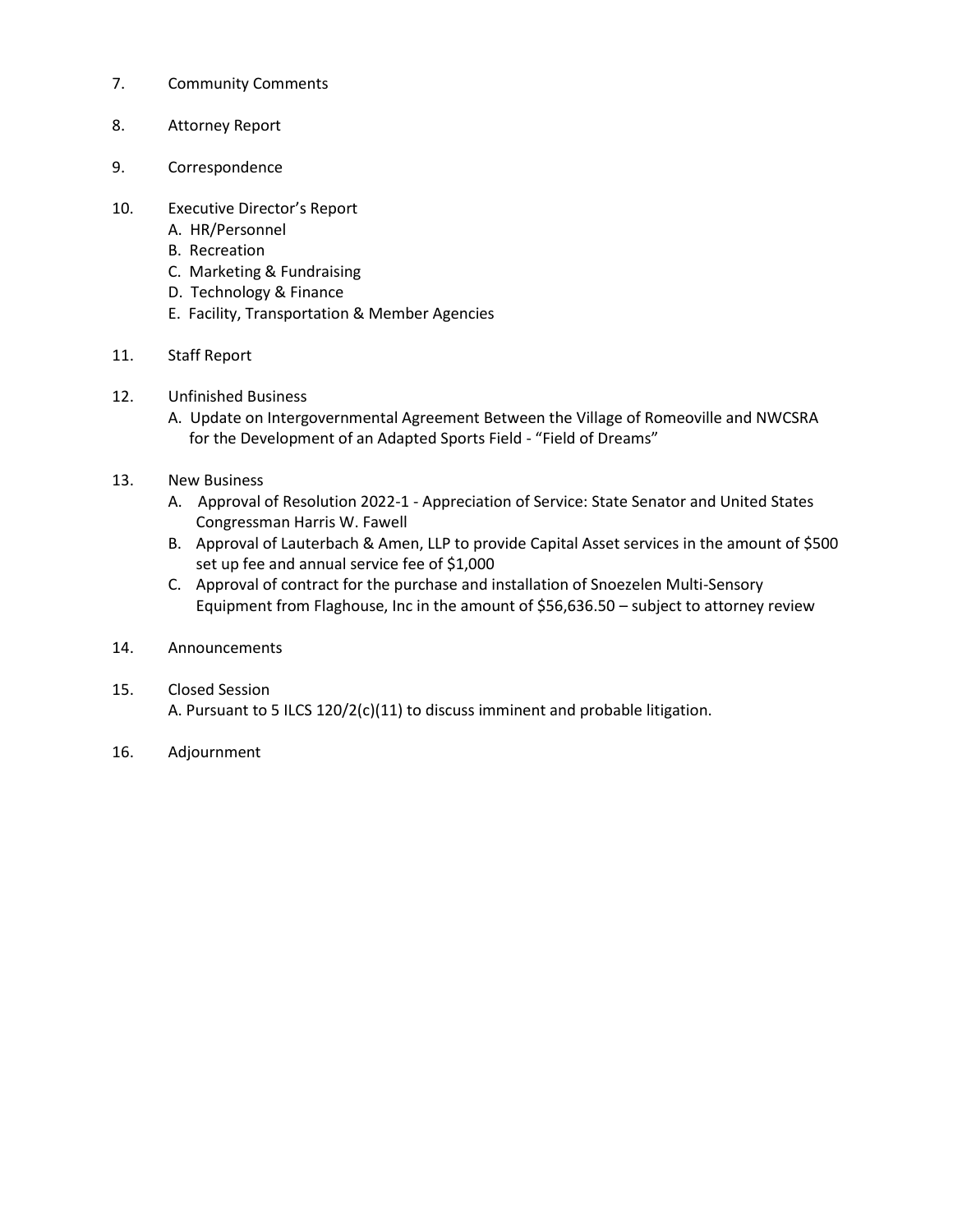7. Community Comments

8. Attorney Report

9. Correspondence

10. Executive Director's Report
    A. HR/Personnel
    B. Recreation
    C. Marketing & Fundraising
    D. Technology & Finance
    E. Facility, Transportation & Member Agencies

11. Staff Report

12. Unfinished Business
    A. Update on Intergovernmental Agreement Between the Village of Romeoville and NWCSRA for the Development of an Adapted Sports Field - "Field of Dreams"

13. New Business
    A. Approval of Resolution 2022-1 - Appreciation of Service: State Senator and United States Congressman Harris W. Fawell
    B. Approval of Lauterbach & Amen, LLP to provide Capital Asset services in the amount of $500 set up fee and annual service fee of $1,000
    C. Approval of contract for the purchase and installation of Snoezelen Multi-Sensory Equipment from Flaghouse, Inc in the amount of $56,636.50 – subject to attorney review

14. Announcements

15. Closed Session
    A. Pursuant to 5 ILCS 120/2(c)(11) to discuss imminent and probable litigation.

16. Adjournment